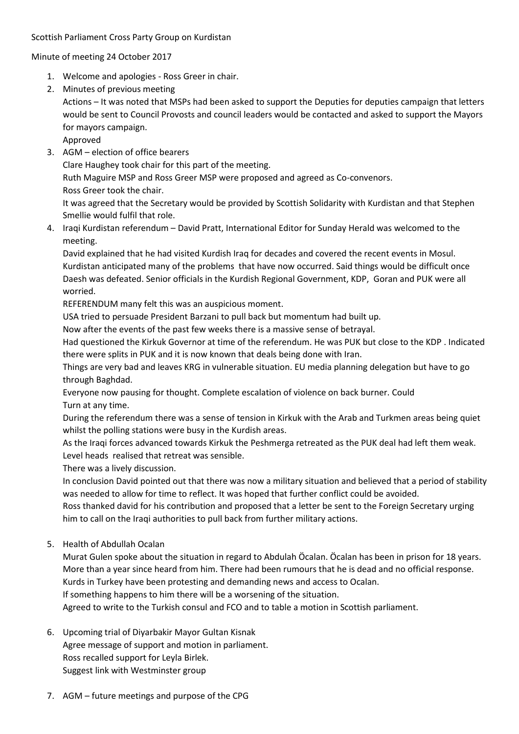Scottish Parliament Cross Party Group on Kurdistan

Minute of meeting 24 October 2017

1. Welcome and apologies - Ross Greer in chair.
2. Minutes of previous meeting
   Actions – It was noted that MSPs had been asked to support the Deputies for deputies campaign that letters would be sent to Council Provosts and council leaders would be contacted and asked to support the Mayors for mayors campaign.
   Approved
3. AGM – election of office bearers
   Clare Haughey took chair for this part of the meeting.
   Ruth Maguire MSP and Ross Greer MSP were proposed and agreed as Co-convenors.
   Ross Greer took the chair.
   It was agreed that the Secretary would be provided by Scottish Solidarity with Kurdistan and that Stephen Smellie would fulfil that role.
4. Iraqi Kurdistan referendum – David Pratt, International Editor for Sunday Herald was welcomed to the meeting.
   David explained that he had visited Kurdish Iraq for decades and covered the recent events in Mosul. Kurdistan anticipated many of the problems that have now occurred. Said things would be difficult once Daesh was defeated. Senior officials in the Kurdish Regional Government, KDP, Goran and PUK were all worried.
   REFERENDUM many felt this was an auspicious moment.
   USA tried to persuade President Barzani to pull back but momentum had built up.
   Now after the events of the past few weeks there is a massive sense of betrayal.
   Had questioned the Kirkuk Governor at time of the referendum. He was PUK but close to the KDP . Indicated there were splits in PUK and it is now known that deals being done with Iran.
   Things are very bad and leaves KRG in vulnerable situation. EU media planning delegation but have to go through Baghdad.
   Everyone now pausing for thought. Complete escalation of violence on back burner. Could
   Turn at any time.
   During the referendum there was a sense of tension in Kirkuk with the Arab and Turkmen areas being quiet whilst the polling stations were busy in the Kurdish areas.
   As the Iraqi forces advanced towards Kirkuk the Peshmerga retreated as the PUK deal had left them weak. Level heads realised that retreat was sensible.
   There was a lively discussion.
   In conclusion David pointed out that there was now a military situation and believed that a period of stability was needed to allow for time to reflect. It was hoped that further conflict could be avoided.
   Ross thanked david for his contribution and proposed that a letter be sent to the Foreign Secretary urging him to call on the Iraqi authorities to pull back from further military actions.

5. Health of Abdullah Ocalan
   Murat Gulen spoke about the situation in regard to Abdulah Öcalan. Öcalan has been in prison for 18 years. More than a year since heard from him. There had been rumours that he is dead and no official response. Kurds in Turkey have been protesting and demanding news and access to Ocalan.
   If something happens to him there will be a worsening of the situation.
   Agreed to write to the Turkish consul and FCO and to table a motion in Scottish parliament.

6. Upcoming trial of Diyarbakir Mayor Gultan Kisnak
   Agree message of support and motion in parliament.
   Ross recalled support for Leyla Birlek.
   Suggest link with Westminster group

7. AGM – future meetings and purpose of the CPG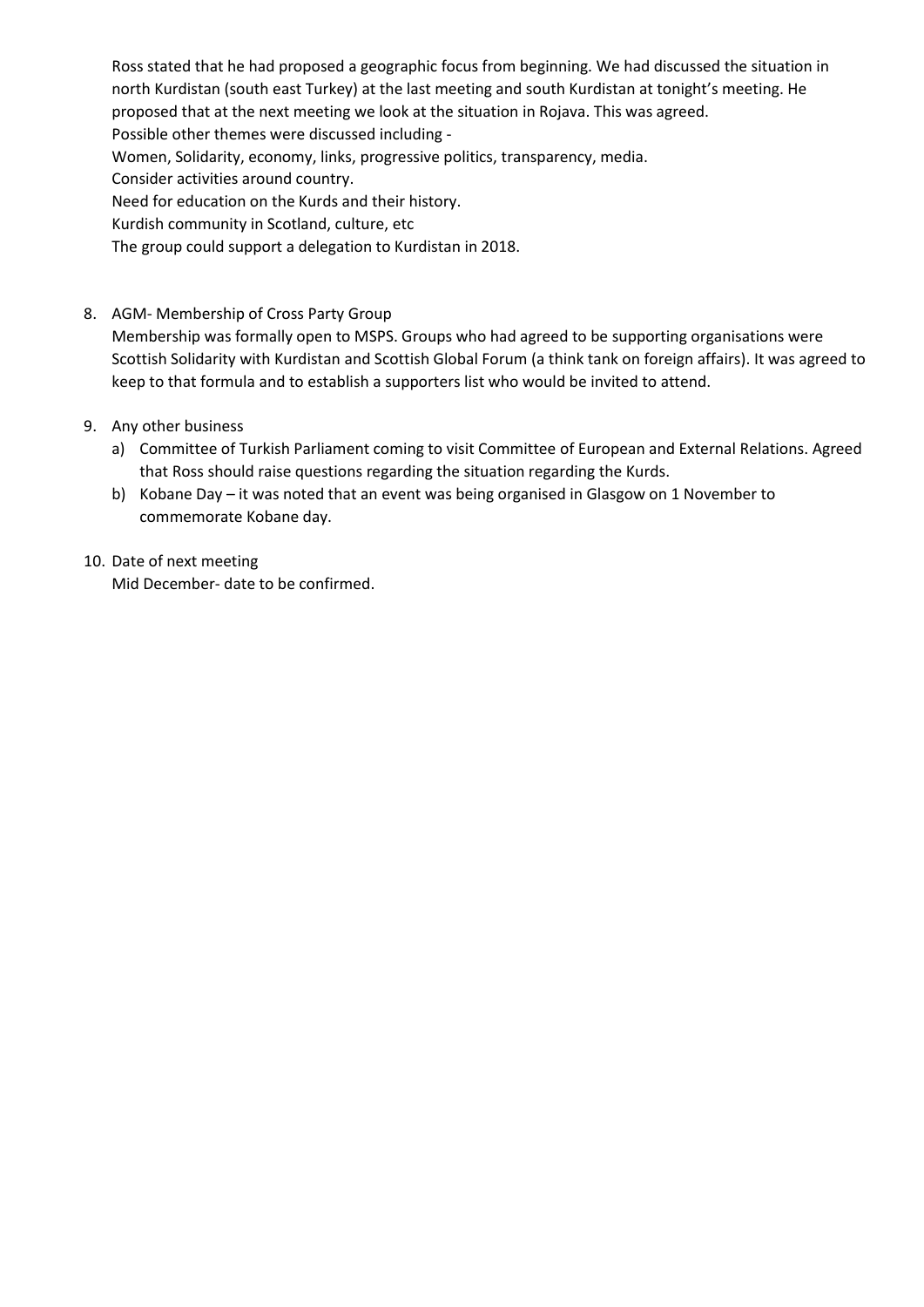Ross stated that he had proposed a geographic focus from beginning. We had discussed the situation in north Kurdistan (south east Turkey) at the last meeting and south Kurdistan at tonight's meeting. He proposed that at the next meeting we look at the situation in Rojava. This was agreed.
Possible other themes were discussed including -
Women, Solidarity, economy, links, progressive politics, transparency, media.
Consider activities around country.
Need for education on the Kurds and their history.
Kurdish community in Scotland, culture, etc
The group could support a delegation to Kurdistan in 2018.

8. AGM- Membership of Cross Party Group
   Membership was formally open to MSPS. Groups who had agreed to be supporting organisations were Scottish Solidarity with Kurdistan and Scottish Global Forum (a think tank on foreign affairs). It was agreed to keep to that formula and to establish a supporters list who would be invited to attend.

9. Any other business
   a) Committee of Turkish Parliament coming to visit Committee of European and External Relations. Agreed that Ross should raise questions regarding the situation regarding the Kurds.
   b) Kobane Day – it was noted that an event was being organised in Glasgow on 1 November to commemorate Kobane day.

10. Date of next meeting
    Mid December- date to be confirmed.